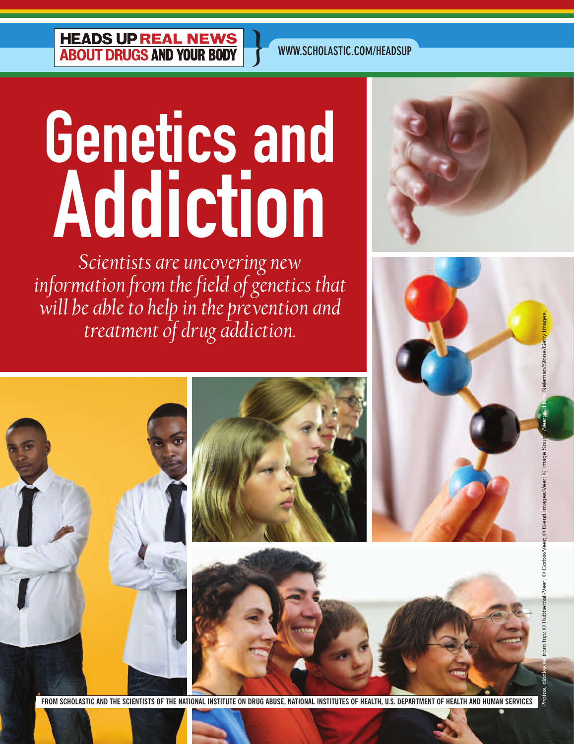HEADS UP REAL NEWS ABOUT DRUGS AND YOUR BODY

WWW.SCHOLASTIC.COM/HEADSUP

# Genetics and Addiction

*Scientists are uncovering new information from the field of genetics that will be able to help in the prevention and treatment of drug addiction.*

FROM SCHOLASTIC AND THE SCIENTISTS OF THE NATIONAL INSTITUTE ON DRUG ABUSE, NATIONAL INSTITUTES OF HEALTH, U.S. DEPARTMENT OF HEALTH AND HUMAN SERVICES

Photos, clockwise from top: © Rubberball/Veer; © Corbis/Veer; © Blend Images/Veer; © Image Source/Veer; © Hans Neleman/Stone/Getty Images.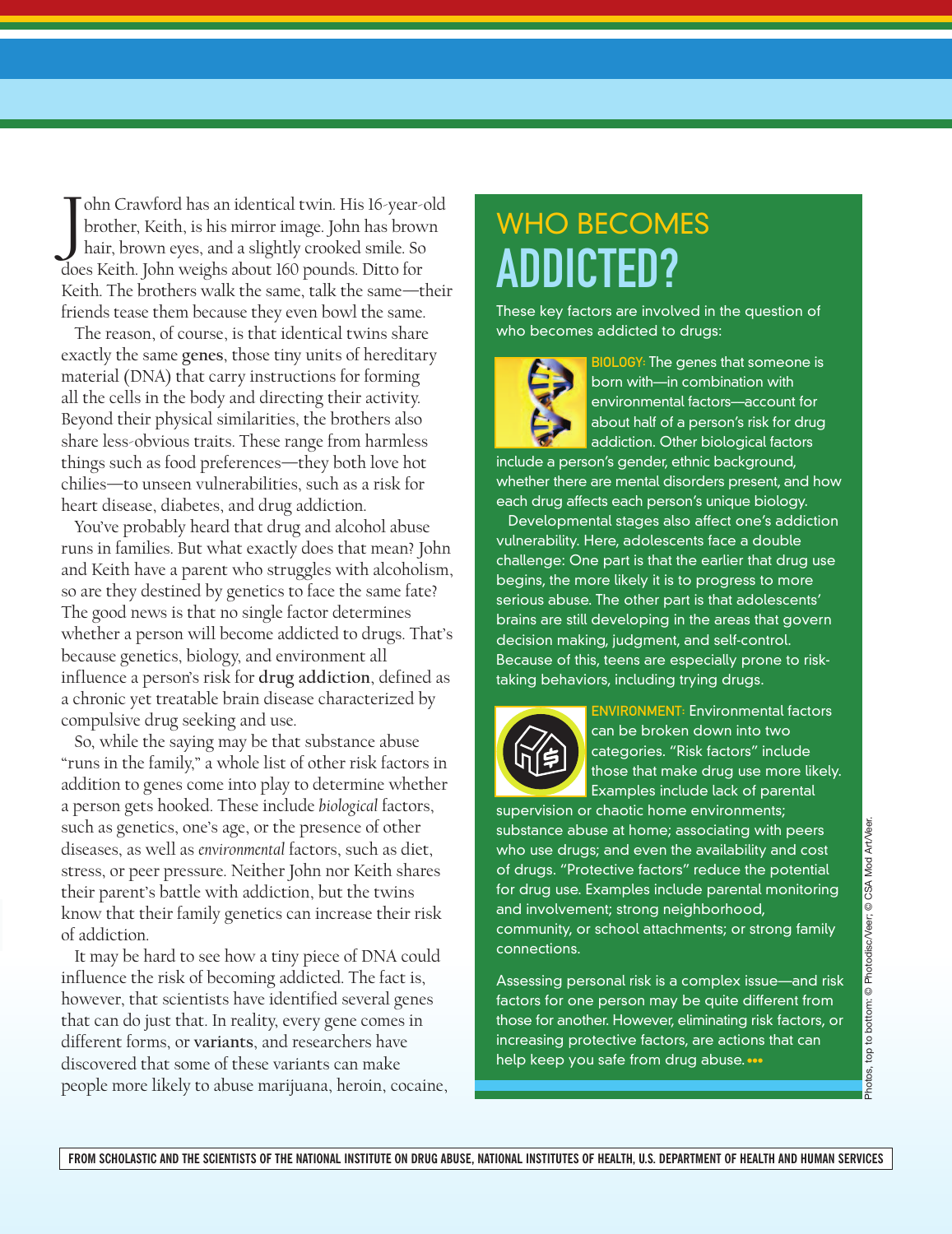John Crawford has an identical twin. His 16-year-old brother, Keith, is his mirror image. John has brown hair, brown eyes, and a slightly crooked smile. So does Keith. John weighs about 160 pounds. Ditto for Keith. The brothers walk the same, talk the same—their friends tease them because they even bowl the same.

The reason, of course, is that identical twins share exactly the same **genes**, those tiny units of hereditary material (DNA) that carry instructions for forming all the cells in the body and directing their activity. Beyond their physical similarities, the brothers also share less-obvious traits. These range from harmless things such as food preferences—they both love hot chilies—to unseen vulnerabilities, such as a risk for heart disease, diabetes, and drug addiction.

You've probably heard that drug and alcohol abuse runs in families. But what exactly does that mean? John and Keith have a parent who struggles with alcoholism, so are they destined by genetics to face the same fate? The good news is that no single factor determines whether a person will become addicted to drugs. That's because genetics, biology, and environment all influence a person's risk for **drug addiction**, defined as a chronic yet treatable brain disease characterized by compulsive drug seeking and use.

So, while the saying may be that substance abuse "runs in the family," a whole list of other risk factors in addition to genes come into play to determine whether a person gets hooked. These include *biological* factors, such as genetics, one's age, or the presence of other diseases, as well as *environmental* factors, such as diet, stress, or peer pressure. Neither John nor Keith shares their parent's battle with addiction, but the twins know that their family genetics can increase their risk of addiction.

It may be hard to see how a tiny piece of DNA could influence the risk of becoming addicted. The fact is, however, that scientists have identified several genes that can do just that. In reality, every gene comes in different forms, or **variants**, and researchers have discovered that some of these variants can make people more likely to abuse marijuana, heroin, cocaine,

## WHO BECOMES ADDICTED?

These key factors are involved in the question of who becomes addicted to drugs:

**BIOLOGY:** The genes that someone is born with—in combination with environmental factors—account for about half of a person's risk for drug addiction. Other biological factors include a person's gender, ethnic background, whether there are mental disorders present, and how each drug affects each person's unique biology.

Developmental stages also affect one's addiction vulnerability. Here, adolescents face a double challenge: One part is that the earlier that drug use begins, the more likely it is to progress to more serious abuse. The other part is that adolescents' brains are still developing in the areas that govern decision making, judgment, and self-control. Because of this, teens are especially prone to risk-taking behaviors, including trying drugs.

**ENVIRONMENT:** Environmental factors can be broken down into two categories. "Risk factors" include those that make drug use more likely. Examples include lack of parental supervision or chaotic home environments; substance abuse at home; associating with peers who use drugs; and even the availability and cost of drugs. "Protective factors" reduce the potential for drug use. Examples include parental monitoring and involvement; strong neighborhood, community, or school attachments; or strong family connections.

Assessing personal risk is a complex issue—and risk factors for one person may be quite different from those for another. However, eliminating risk factors, or increasing protective factors, are actions that can help keep you safe from drug abuse.

Photos, top to bottom: © Photodisc/Veer; © CSA Mod Art/Veer.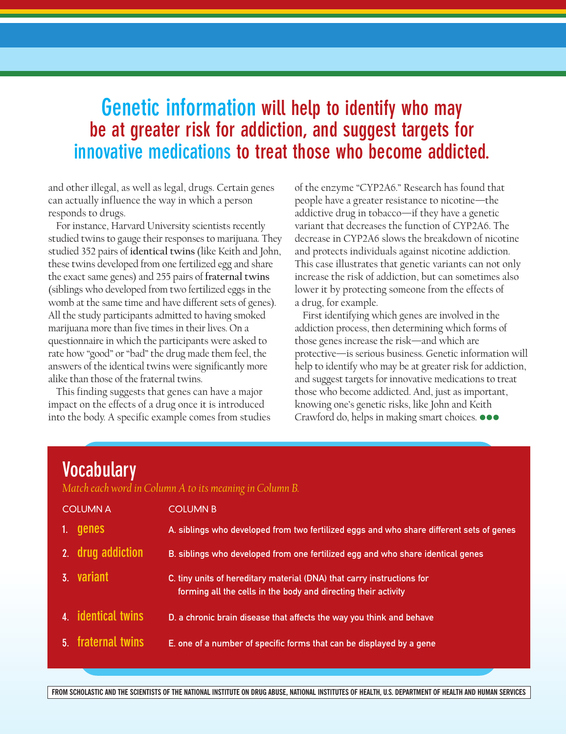# Genetic information will help to identify who may be at greater risk for addiction, and suggest targets for innovative medications to treat those who become addicted.

and other illegal, as well as legal, drugs. Certain genes can actually influence the way in which a person responds to drugs.

For instance, Harvard University scientists recently studied twins to gauge their responses to marijuana. They studied 352 pairs of **identical twins** (like Keith and John, these twins developed from one fertilized egg and share the exact same genes) and 255 pairs of **fraternal twins** (siblings who developed from two fertilized eggs in the womb at the same time and have different sets of genes). All the study participants admitted to having smoked marijuana more than five times in their lives. On a questionnaire in which the participants were asked to rate how "good" or "bad" the drug made them feel, the answers of the identical twins were significantly more alike than those of the fraternal twins.

This finding suggests that genes can have a major impact on the effects of a drug once it is introduced into the body. A specific example comes from studies of the enzyme "CYP2A6." Research has found that people have a greater resistance to nicotine—the addictive drug in tobacco—if they have a genetic variant that decreases the function of CYP2A6. The decrease in CYP2A6 slows the breakdown of nicotine and protects individuals against nicotine addiction. This case illustrates that genetic variants can not only increase the risk of addiction, but can sometimes also lower it by protecting someone from the effects of a drug, for example.

First identifying which genes are involved in the addiction process, then determining which forms of those genes increase the risk—and which are protective—is serious business. Genetic information will help to identify who may be at greater risk for addiction, and suggest targets for innovative medications to treat those who become addicted. And, just as important, knowing one's genetic risks, like John and Keith Crawford do, helps in making smart choices. ●●●

## Vocabulary

*Match each word in Column A to its meaning in Column B.*

| COLUMN A | COLUMN B |
|---|---|
| 1. genes | A. siblings who developed from two fertilized eggs and who share different sets of genes |
| 2. drug addiction | B. siblings who developed from one fertilized egg and who share identical genes |
| 3. variant | C. tiny units of hereditary material (DNA) that carry instructions for forming all the cells in the body and directing their activity |
| 4. identical twins | D. a chronic brain disease that affects the way you think and behave |
| 5. fraternal twins | E. one of a number of specific forms that can be displayed by a gene |

FROM SCHOLASTIC AND THE SCIENTISTS OF THE NATIONAL INSTITUTE ON DRUG ABUSE, NATIONAL INSTITUTES OF HEALTH, U.S. DEPARTMENT OF HEALTH AND HUMAN SERVICES